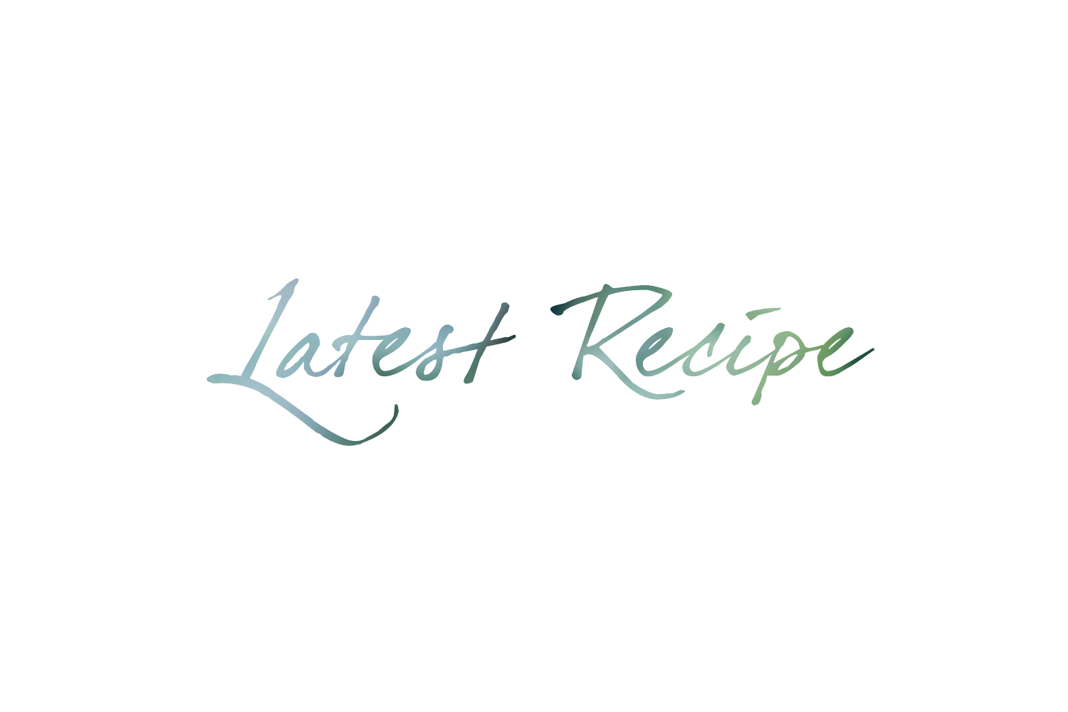# Latest Recipe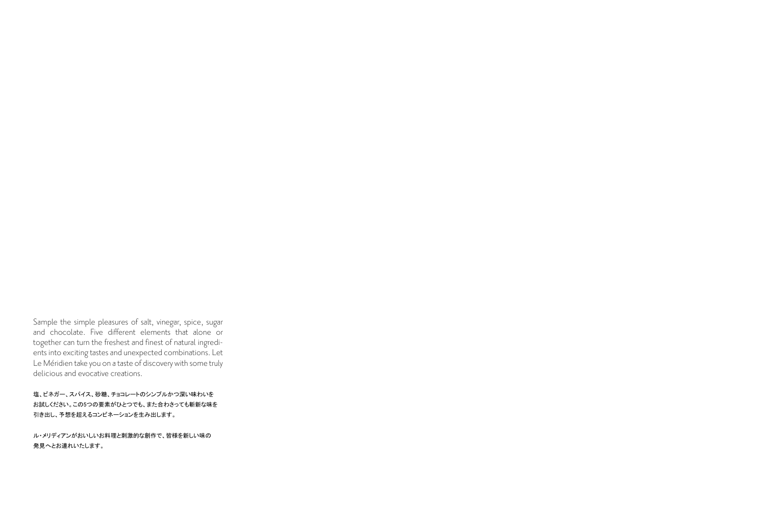Sample the simple pleasures of salt, vinegar, spice, sugar and chocolate. Five different elements that alone or together can turn the freshest and finest of natural ingredients into exciting tastes and unexpected combinations. Let Le Méridien take you on a taste of discovery with some truly delicious and evocative creations.

塩、ビネガー、スパイス、砂糖、チョコレートのシンプルかつ深い味わいを
お試しください。この5つの要素がひとつでも、また合わさっても斬新な味を
引き出し、予想を超えるコンビネーションを生み出します。

ル・メリディアンがおいしいお料理と刺激的な創作で、皆様を新しい味の
発見へとお連れいたします。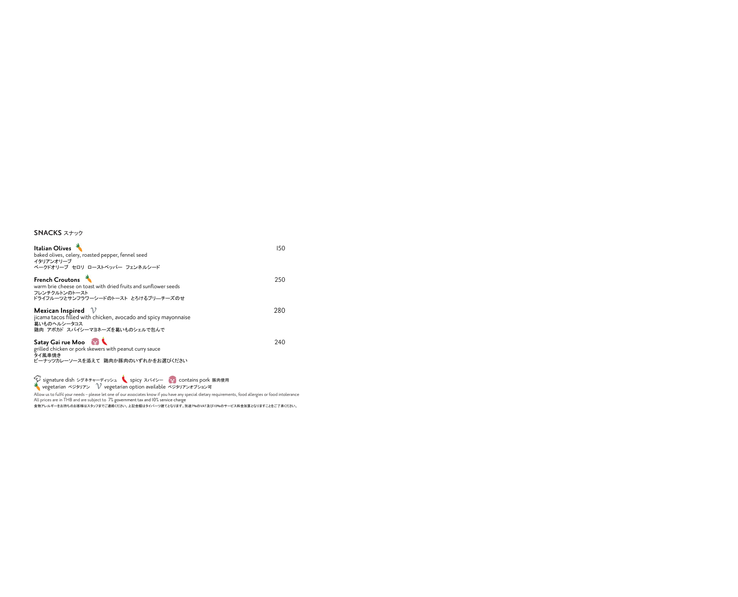## SNACKS スナック

**Italian Olives** 🥕 — 150

baked olives, celery, roasted pepper, fennel seed
イタリアンオリーブ
ベークドオリーブ　セロリ　ローストペッパー　フェンネルシード

**French Croutons** 🥕 — 250

warm brie cheese on toast with dried fruits and sunflower seeds
フレンチクルトンのトースト
ドライフルーツとサンフラワーシードのトースト　とろけるブリーチーズのせ

**Mexican Inspired** V — 280

jicama tacos filled with chicken, avocado and spicy mayonnaise
葛いものヘルシータコス
鶏肉　アボカド　スパイシーマヨネーズを葛いものシェルで包んで

**Satay Gai rue Moo** 🐷 🌶 — 240

grilled chicken or pork skewers with peanut curry sauce
タイ風串焼き
ピーナッツカレーソースを添えて　鶏肉か豚肉のいずれかをお選びください

signature dish シグネチャーディッシュ　🌶 spicy スパイシー　🐷 contains pork 豚肉使用
🥕 vegetarian ベジタリアン　V vegetarian option available ベジタリアンオプション可

Allow us to fulfil your needs – please let one of our associates know if you have any special dietary requirements, food allergies or food intolerance
All prices are in THB and are subject to 7% government tax and 10% service charge
食物アレルギーをお持ちのお客様はスタッフまでご連絡ください。上記金額はタイバーツ建てとなります。別途7%のVAT及び10%のサービス料金加算となりますことをご了承ください。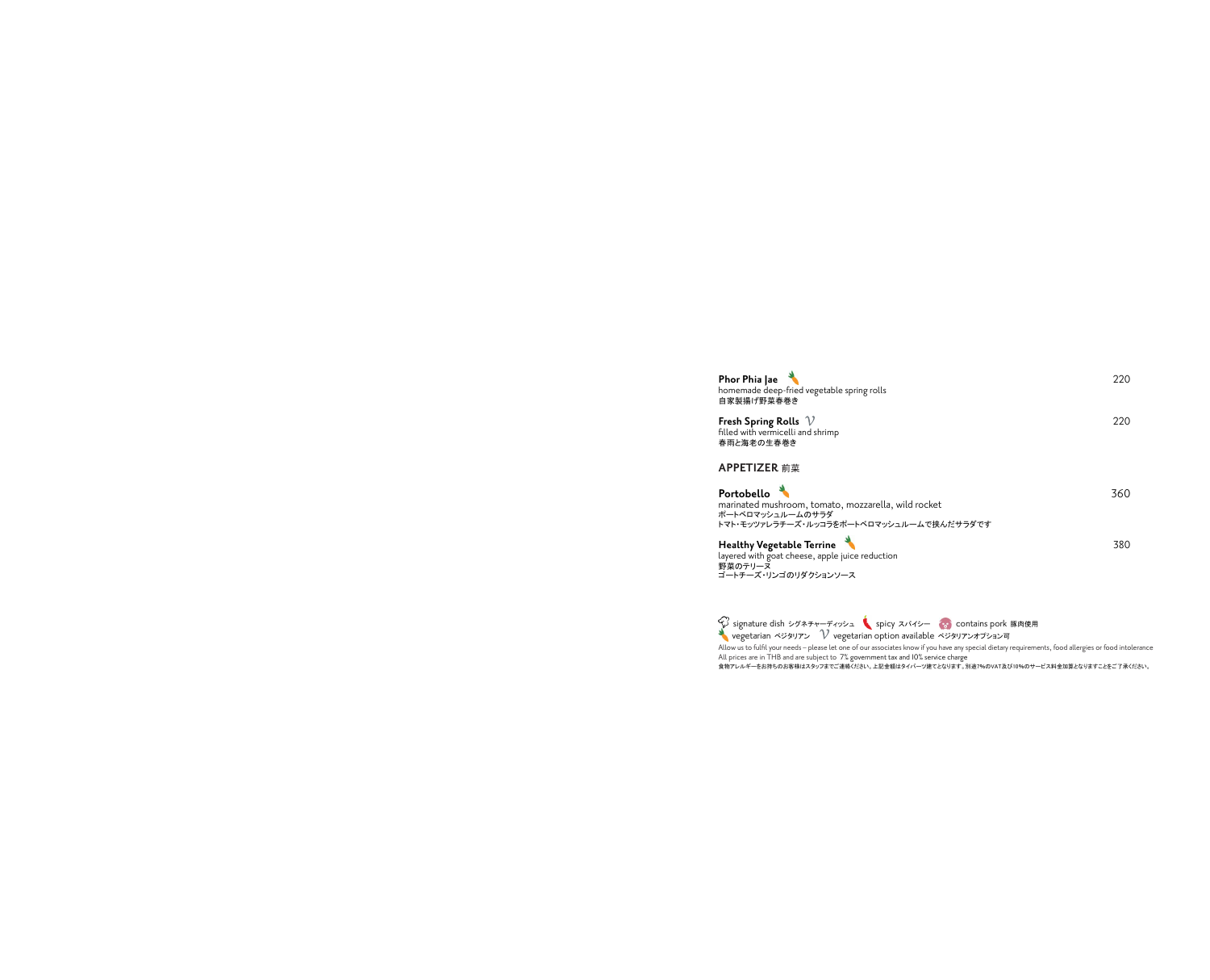**Phor Phia Jae** 🥕
homemade deep-fried vegetable spring rolls
自家製揚げ野菜春巻き

220

**Fresh Spring Rolls** *V*
filled with vermicelli and shrimp
春雨と海老の生春巻き

220

## APPETIZER 前菜

**Portobello** 🥕
marinated mushroom, tomato, mozzarella, wild rocket
ポートベロマッシュルームのサラダ
トマト・モッツァレラチーズ・ルッコラをポートベロマッシュルームで挟んだサラダです

360

**Healthy Vegetable Terrine** 🥕
layered with goat cheese, apple juice reduction
野菜のテリーヌ
ゴートチーズ・リンゴのリダクションソース

380

signature dish シグネチャーディッシュ　spicy スパイシー　contains pork 豚肉使用
vegetarian ベジタリアン　*V* vegetarian option available ベジタリアンオプション可

Allow us to fulfil your needs – please let one of our associates know if you have any special dietary requirements, food allergies or food intolerance
All prices are in THB and are subject to 7% government tax and 10% service charge
食物アレルギーをお持ちのお客様はスタッフまでご連絡ください。上記金額はタイバーツ建てとなります。別途7%のVAT及び10%のサービス料金加算となりますことをご了承ください。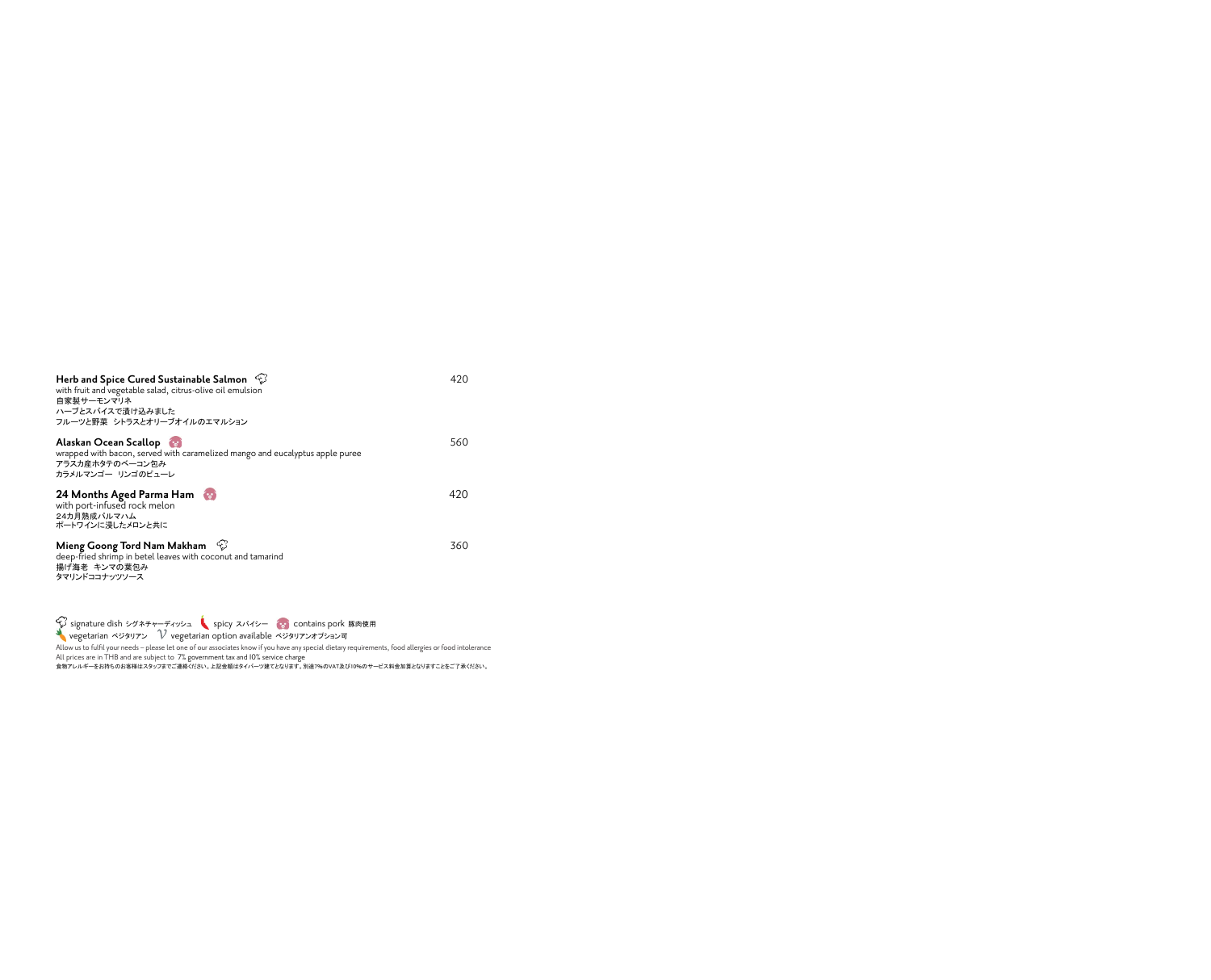**Herb and Spice Cured Sustainable Salmon** 420
with fruit and vegetable salad, citrus-olive oil emulsion
自家製サーモンマリネ
ハーブとスパイスで漬け込みました
フルーツと野菜　シトラスとオリーブオイルのエマルション

**Alaskan Ocean Scallop** 560
wrapped with bacon, served with caramelized mango and eucalyptus apple puree
アラスカ産ホタテのベーコン包み
カラメルマンゴー　リンゴのピューレ

**24 Months Aged Parma Ham** 420
with port-infused rock melon
24カ月熟成パルマハム
ポートワインに浸したメロンと共に

**Mieng Goong Tord Nam Makham** 360
deep-fried shrimp in betel leaves with coconut and tamarind
揚げ海老　キンマの葉包み
タマリンドココナッツソース

signature dish シグネチャーディッシュ　spicy スパイシー　contains pork 豚肉使用
vegetarian ベジタリアン　V vegetarian option available ベジタリアンオプション可

Allow us to fulfil your needs – please let one of our associates know if you have any special dietary requirements, food allergies or food intolerance
All prices are in THB and are subject to 7% government tax and 10% service charge
食物アレルギーをお持ちのお客様はスタッフまでご連絡ください。上記金額はタイバーツ建てとなります。別途7%のVAT及び10%のサービス料金加算となりますことをご了承ください。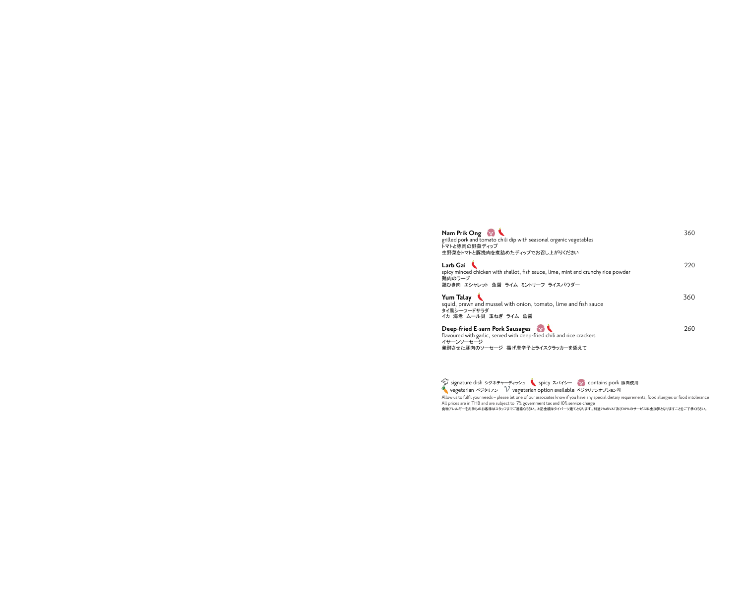**Nam Prik Ong** 🐷 🌶️ 360

grilled pork and tomato chili dip with seasonal organic vegetables
トマトと豚肉の野菜ディップ
生野菜をトマトと豚挽肉を煮詰めたディップでお召し上がりください

**Larb Gai** 🌶️ 220

spicy minced chicken with shallot, fish sauce, lime, mint and crunchy rice powder
鶏肉のラープ
鶏ひき肉 エシャレット 魚醤 ライム ミントリーフ ライスパウダー

**Yum Talay** 🌶️ 360

squid, prawn and mussel with onion, tomato, lime and fish sauce
タイ風シーフードサラダ
イカ 海老 ムール貝 玉ねぎ ライム 魚醤

**Deep-fried E-sarn Pork Sausages** 🐷 🌶️ 260

flavoured with garlic, served with deep-fried chili and rice crackers
イサーンソーセージ
発酵させた豚肉のソーセージ 揚げ唐辛子とライスクラッカーを添えて

signature dish シグネチャーディッシュ 🌶️ spicy スパイシー 🐷 contains pork 豚肉使用
vegetarian ベジタリアン *V* vegetarian option available ベジタリアンオプション可

Allow us to fulfil your needs – please let one of our associates know if you have any special dietary requirements, food allergies or food intolerance
All prices are in THB and are subject to 7% government tax and 10% service charge
食物アレルギーをお持ちのお客様はスタッフまでご連絡ください。上記金額はタイバーツ建てとなります。別途7%のVAT及び10%のサービス料金加算となりますことをご了承ください。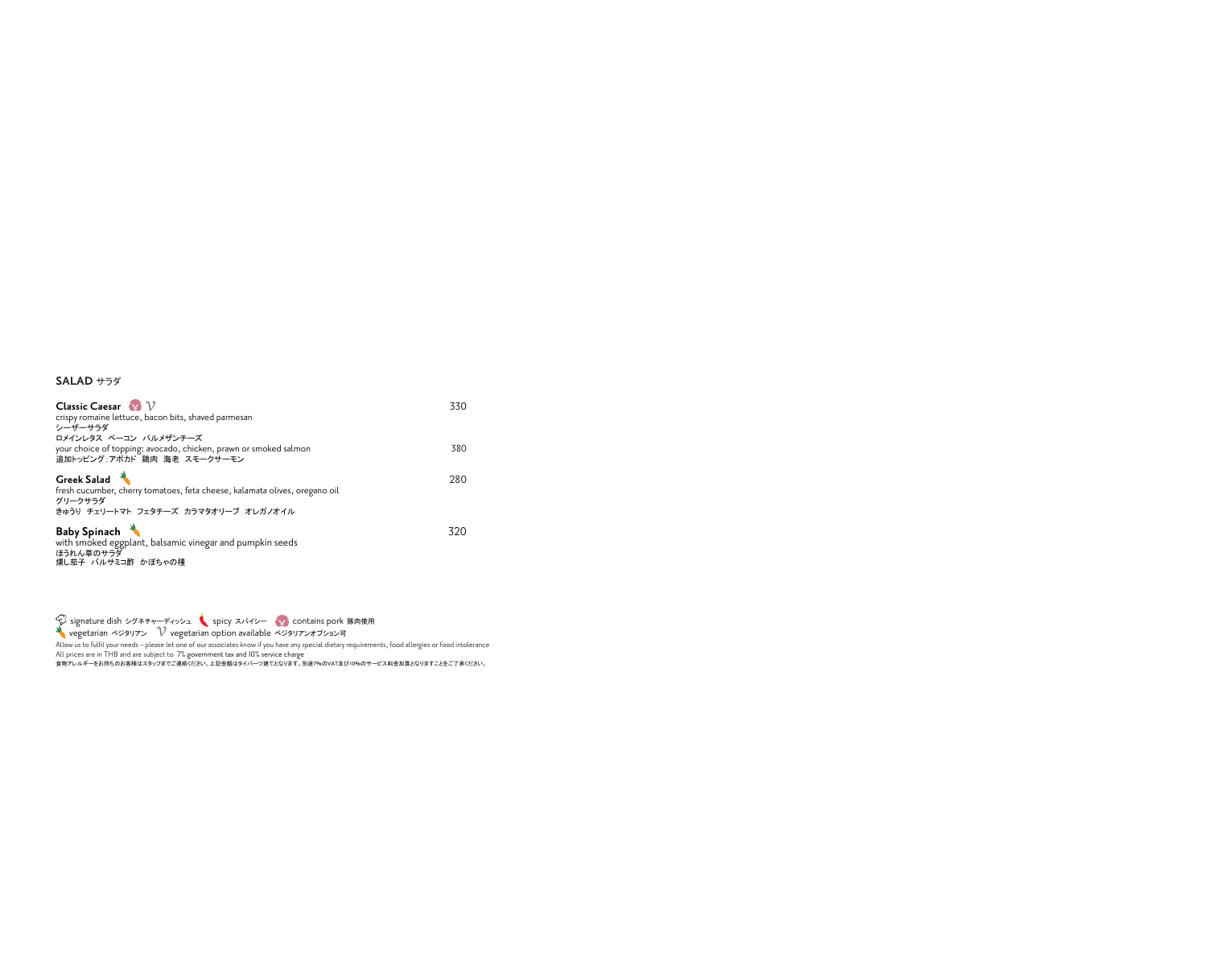## SALAD サラダ

**Classic Caesar** 🐷 $\mathcal{V}$ — 330

crispy romaine lettuce, bacon bits, shaved parmesan
シーザーサラダ
ロメインレタス　ベーコン　パルメザンチーズ

your choice of topping: avocado, chicken, prawn or smoked salmon — 380
追加トッピング：アボカド　鶏肉　海老　スモークサーモン

**Greek Salad** 🥕 — 280

fresh cucumber, cherry tomatoes, feta cheese, kalamata olives, oregano oil
グリークサラダ
きゅうり　チェリートマト　フェタチーズ　カラマタオリーブ　オレガノオイル

**Baby Spinach** 🥕 — 320

with smoked eggplant, balsamic vinegar and pumpkin seeds
ほうれん草のサラダ
燻し茄子　バルサミコ酢　かぼちゃの種

signature dish シグネチャーディッシュ　🌶 spicy スパイシー　🐷 contains pork 豚肉使用
🥕 vegetarian ベジタリアン　$\mathcal{V}$ vegetarian option available ベジタリアンオプション可

Allow us to fulfil your needs – please let one of our associates know if you have any special dietary requirements, food allergies or food intolerance
All prices are in THB and are subject to 7% government tax and 10% service charge
食物アレルギーをお持ちのお客様はスタッフまでご連絡ください。上記金額はタイバーツ建てとなります。別途7%のVAT及び10%のサービス料金加算となりますことをご了承ください。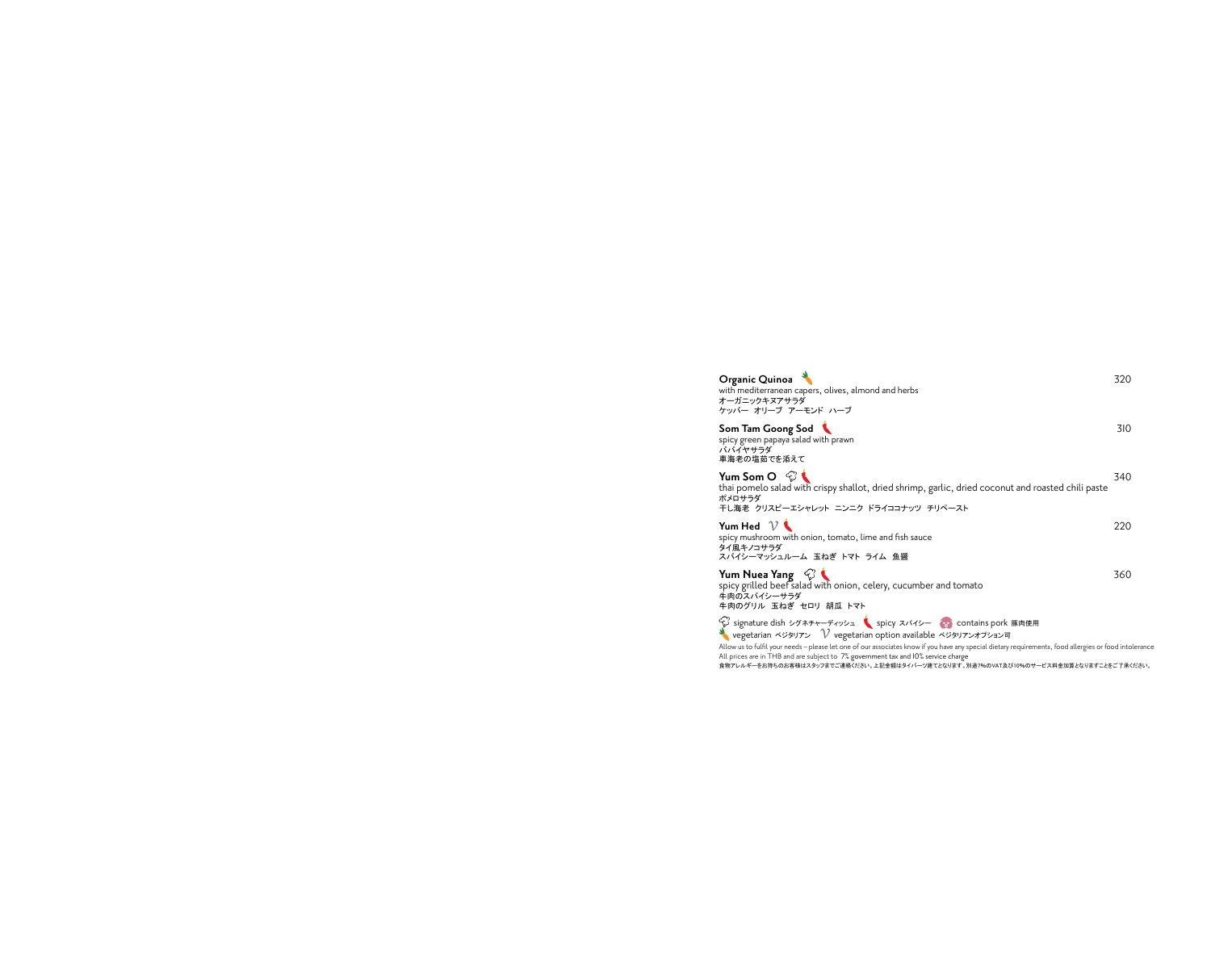**Organic Quinoa** 🥕 320
with mediterranean capers, olives, almond and herbs
オーガニックキヌアサラダ
ケッパー　オリーブ　アーモンド　ハーブ

**Som Tam Goong Sod** 🌶 310
spicy green papaya salad with prawn
パパイヤサラダ
車海老の塩茹でを添えて

**Yum Som O** 🌶 340
thai pomelo salad with crispy shallot, dried shrimp, garlic, dried coconut and roasted chili paste
ポメロサラダ
干し海老　クリスピーエシャレット　ニンニク　ドライココナッツ　チリペースト

**Yum Hed** V 🌶 220
spicy mushroom with onion, tomato, lime and fish sauce
タイ風キノコサラダ
スパイシーマッシュルーム　玉ねぎ　トマト　ライム　魚醤

**Yum Nuea Yang** 🌶 360
spicy grilled beef salad with onion, celery, cucumber and tomato
牛肉のスパイシーサラダ
牛肉のグリル　玉ねぎ　セロリ　胡瓜　トマト

signature dish シグネチャーディッシュ　🌶 spicy スパイシー　contains pork 豚肉使用
🥕 vegetarian ベジタリアン　V vegetarian option available ベジタリアンオプション可

Allow us to fulfil your needs – please let one of our associates know if you have any special dietary requirements, food allergies or food intolerance
All prices are in THB and are subject to 7% government tax and 10% service charge
食物アレルギーをお持ちのお客様はスタッフまでご連絡ください。上記金額はタイバーツ建てとなります。別途7%のVAT及び10%のサービス料金加算となりますことをご了承ください。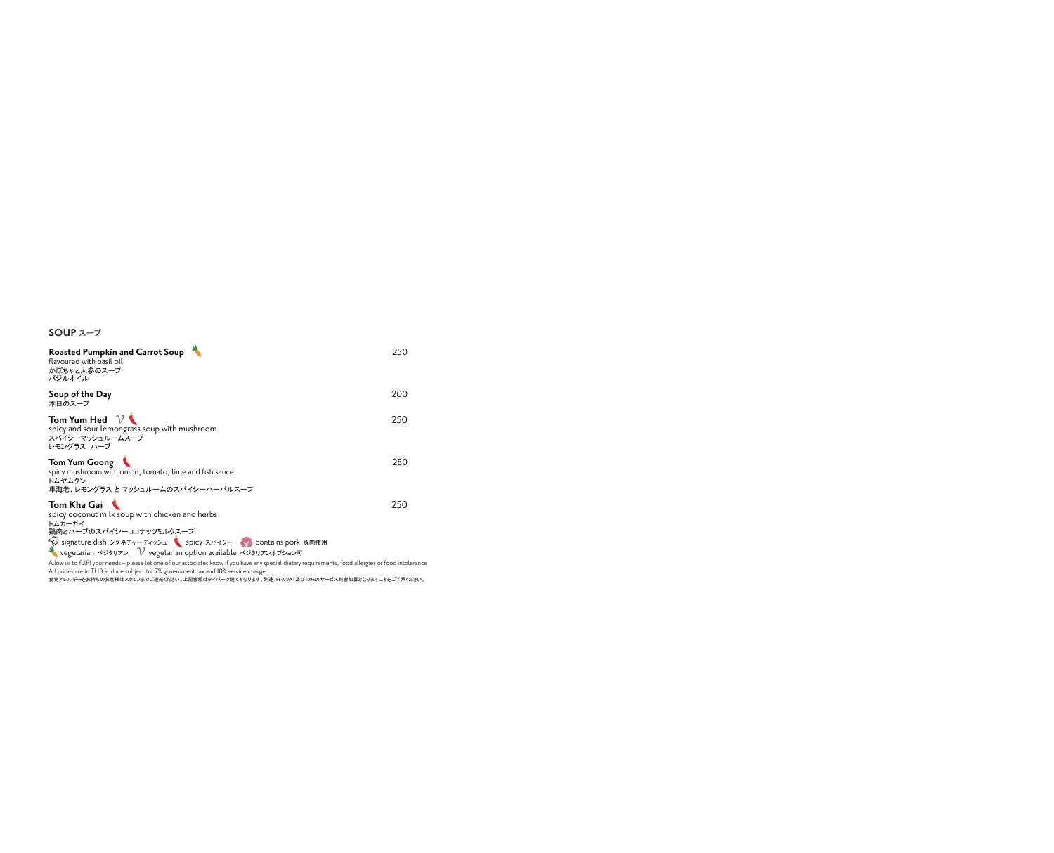## SOUP スープ

**Roasted Pumpkin and Carrot Soup** 🥕 — 250
flavoured with basil oil
かぼちゃと人参のスープ
バジルオイル

**Soup of the Day** — 200
本日のスープ

**Tom Yum Hed** *V* 🌶 — 250
spicy and sour lemongrass soup with mushroom
スパイシーマッシュルームスープ
レモングラス ハーブ

**Tom Yum Goong** 🌶 — 280
spicy mushroom with onion, tomato, lime and fish sauce
トムヤムクン
車海老、レモングラス と マッシュルームのスパイシーハーバルスープ

**Tom Kha Gai** 🌶 — 250
spicy coconut milk soup with chicken and herbs
トムカーガイ
鶏肉とハーブのスパイシーココナッツミルクスープ

signature dish シグネチャーディッシュ 🌶 spicy スパイシー contains pork 豚肉使用
🥕 vegetarian ベジタリアン *V* vegetarian option available ベジタリアンオプション可

Allow us to fulfil your needs – please let one of our associates know if you have any special dietary requirements, food allergies or food intolerance
All prices are in THB and are subject to 7% government tax and 10% service charge
食物アレルギーをお持ちのお客様はスタッフまでご連絡ください。上記金額はタイバーツ建てとなります。別途7%のVAT及び10%のサービス料金加算となりますことをご了承ください。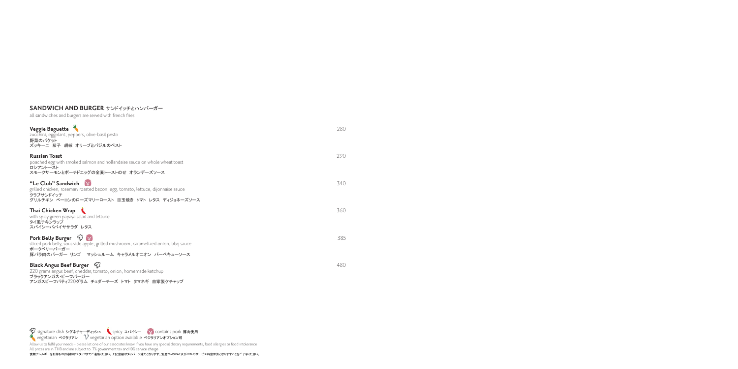## SANDWICH AND BURGER サンドイッチとハンバーガー

all sandwiches and burgers are served with french fries

**Veggie Baguette** 280
zucchini, eggplant, peppers, olive-basil pesto
野菜のバケット
ズッキーニ 茄子 胡椒 オリーブとバジルのペスト

**Russian Toast** 290
poached egg with smoked salmon and hollandaise sauce on whole wheat toast
ロシアントースト
スモークサーモンとポーチドエッグの全麦トーストのせ オランデーズソース

**"Le Club" Sandwich** 340
grilled chicken, rosemary roasted bacon, egg, tomato, lettuce, dijonnaise sauce
クラブサンドイッチ
グリルチキン ベーコンのローズマリーロースト 目玉焼き トマト レタス ディジョネーズソース

**Thai Chicken Wrap** 360
with spicy green papaya salad and lettuce
タイ風チキンラップ
スパイシーパパイヤサラダ レタス

**Pork Belly Burger** 385
sliced pork belly, sous vide apple, grilled mushroom, caramelized onion, bbq sauce
ポークベリーバーガー
豚バラ肉のバーガー リンゴ マッシュルーム キャラメルオニオン バーベキューソース

**Black Angus Beef Burger** 480
220 grams angus beef, cheddar, tomato, onion, homemade ketchup
ブラックアンガス・ビーフバーガー
アンガスビーフパティ220グラム チェダーチーズ トマト タマネギ 自家製ケチャップ

signature dish シグネチャーディッシュ spicy スパイシー contains pork 豚肉使用
vegetarian ベジタリアン V vegetarian option available ベジタリアンオプション可

Allow us to fulfil your needs – please let one of our associates know if you have any special dietary requirements, food allergies or food intolerance
All prices are in THB and are subject to 7% government tax and 10% service charge
食物アレルギーをお持ちのお客様はスタッフまでご連絡ください。上記金額はタイバーツ建てとなります。別途7%のVAT及び10%のサービス料金加算となりますことをご了承ください。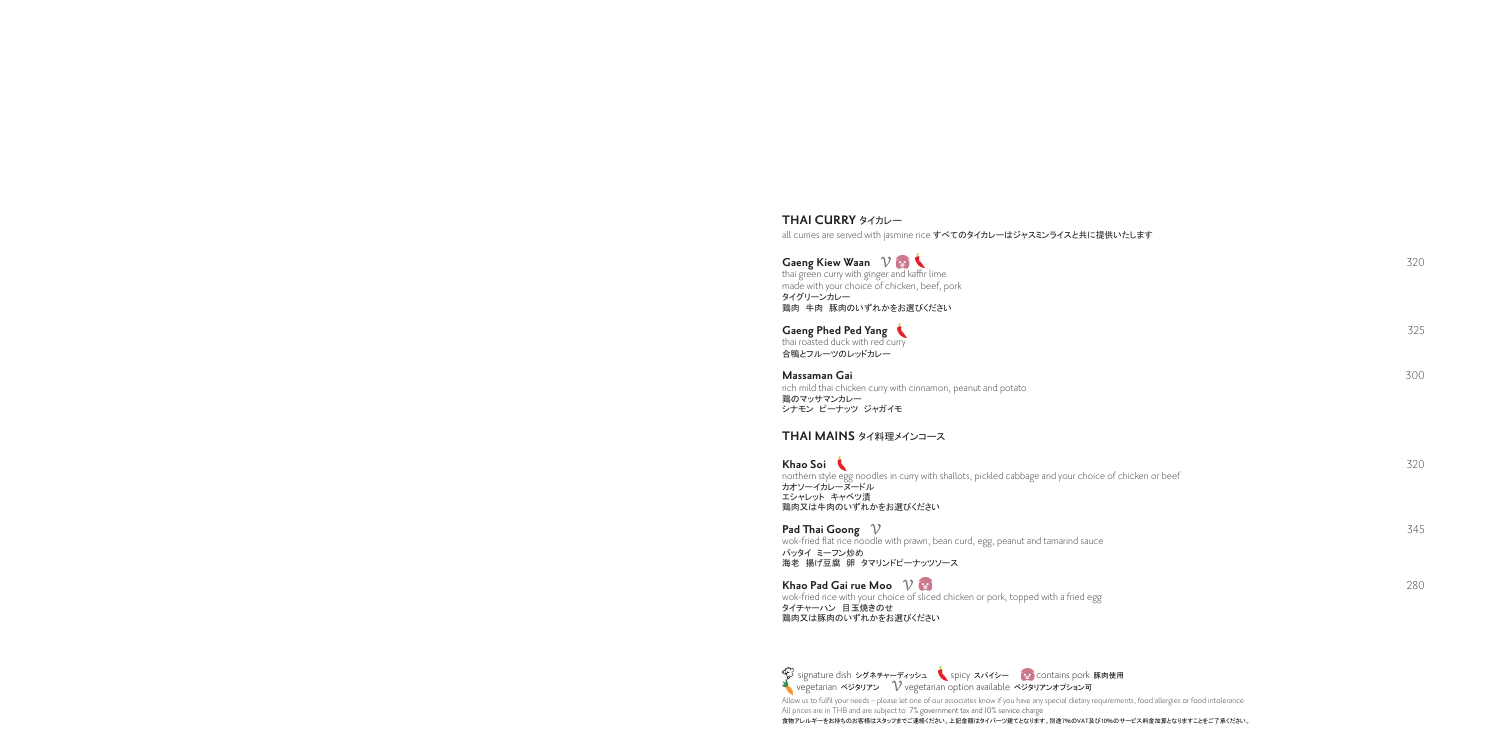## THAI CURRY タイカレー

all curries are served with jasmine rice すべてのタイカレーはジャスミンライスと共に提供いたします

**Gaeng Kiew Waan** V 🐷 🌶 — 320
thai green curry with ginger and kaffir lime
made with your choice of chicken, beef, pork
タイグリーンカレー
鶏肉 牛肉 豚肉のいずれかをお選びください

**Gaeng Phed Ped Yang** 🌶 — 325
thai roasted duck with red curry
合鴨とフルーツのレッドカレー

**Massaman Gai** — 300
rich mild thai chicken curry with cinnamon, peanut and potato
鶏のマッサマンカレー
シナモン ピーナッツ ジャガイモ

## THAI MAINS タイ料理メインコース

**Khao Soi** 🌶 — 320
northern style egg noodles in curry with shallots, pickled cabbage and your choice of chicken or beef
カオソーイカレーヌードル
エシャレット キャベツ漬
鶏肉又は牛肉のいずれかをお選びください

**Pad Thai Goong** V — 345
wok-fried flat rice noodle with prawn, bean curd, egg, peanut and tamarind sauce
パッタイ ミーフン炒め
海老 揚げ豆腐 卵 タマリンドピーナッツソース

**Khao Pad Gai rue Moo** V 🐷 — 280
wok-fried rice with your choice of sliced chicken or pork, topped with a fried egg
タイチャーハン 目玉焼きのせ
鶏肉又は豚肉のいずれかをお選びください

signature dish シグネチャーディッシュ 🌶 spicy スパイシー 🐷 contains pork 豚肉使用
vegetarian ベジタリアン V vegetarian option available ベジタリアンオプション可

Allow us to fulfil your needs – please let one of our associates know if you have any special dietary requirements, food allergies or food intolerance
All prices are in THB and are subject to 7% government tax and 10% service charge
食物アレルギーをお持ちのお客様はスタッフまでご連絡ください。上記金額はタイバーツ建てとなります。別途7%のVAT及び10%のサービス料金加算となりますことをご了承ください。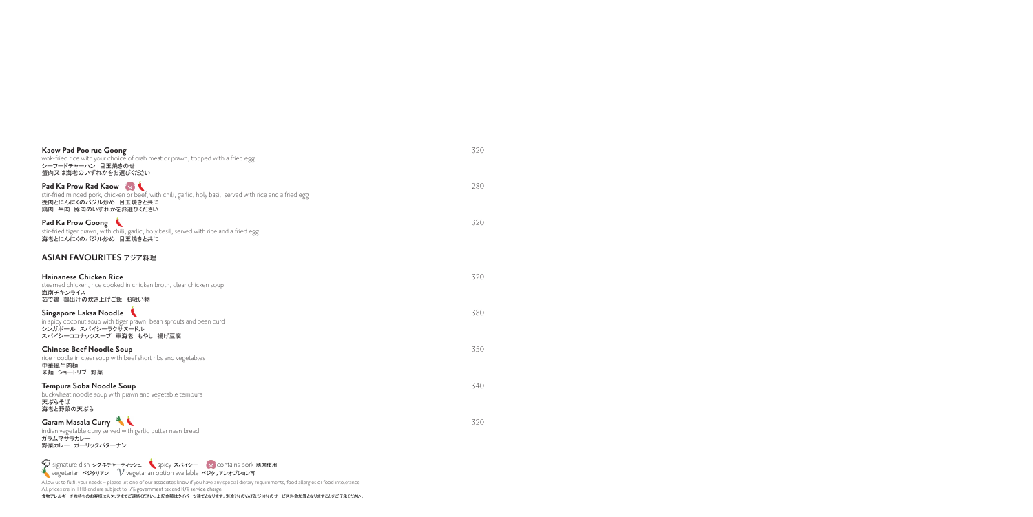**Kaow Pad Poo rue Goong** 320
wok-fried rice with your choice of crab meat or prawn, topped with a fried egg
シーフードチャーハン 目玉焼きのせ
蟹肉又は海老のいずれかをお選びください

**Pad Ka Prow Rad Kaow** 280
stir-fried minced pork, chicken or beef, with chili, garlic, holy basil, served with rice and a fried egg
挽肉とにんにくのバジル炒め 目玉焼きと共に
鶏肉 牛肉 豚肉のいずれかをお選びください

**Pad Ka Prow Goong** 320
stir-fried tiger prawn, with chili, garlic, holy basil, served with rice and a fried egg
海老とにんにくのバジル炒め 目玉焼きと共に

## ASIAN FAVOURITES アジア料理

**Hainanese Chicken Rice** 320
steamed chicken, rice cooked in chicken broth, clear chicken soup
海南チキンライス
茹で鶏 鶏出汁の炊き上げご飯 お吸い物

**Singapore Laksa Noodle** 380
in spicy coconut soup with tiger prawn, bean sprouts and bean curd
シンガポール スパイシーラクサヌードル
スパイシーココナッツスープ 車海老 もやし 揚げ豆腐

**Chinese Beef Noodle Soup** 350
rice noodle in clear soup with beef short ribs and vegetables
中華風牛肉麺
米麺 ショートリブ 野菜

**Tempura Soba Noodle Soup** 340
buckwheat noodle soup with prawn and vegetable tempura
天ぷらそば
海老と野菜の天ぷら

**Garam Masala Curry** 320
indian vegetable curry served with garlic butter naan bread
ガラムマサラカレー
野菜カレー ガーリックバターナン

signature dish シグネチャーディッシュ spicy スパイシー contains pork 豚肉使用
vegetarian ベジタリアン V vegetarian option available ベジタリアンオプション可

Allow us to fulfil your needs – please let one of our associates know if you have any special dietary requirements, food allergies or food intolerance
All prices are in THB and are subject to 7% government tax and 10% service charge
食物アレルギーをお持ちのお客様はスタッフまでご連絡ください。上記金額はタイバーツ建てとなります。別途7%のVAT及び10%のサービス料金加算となりますことをご了承ください。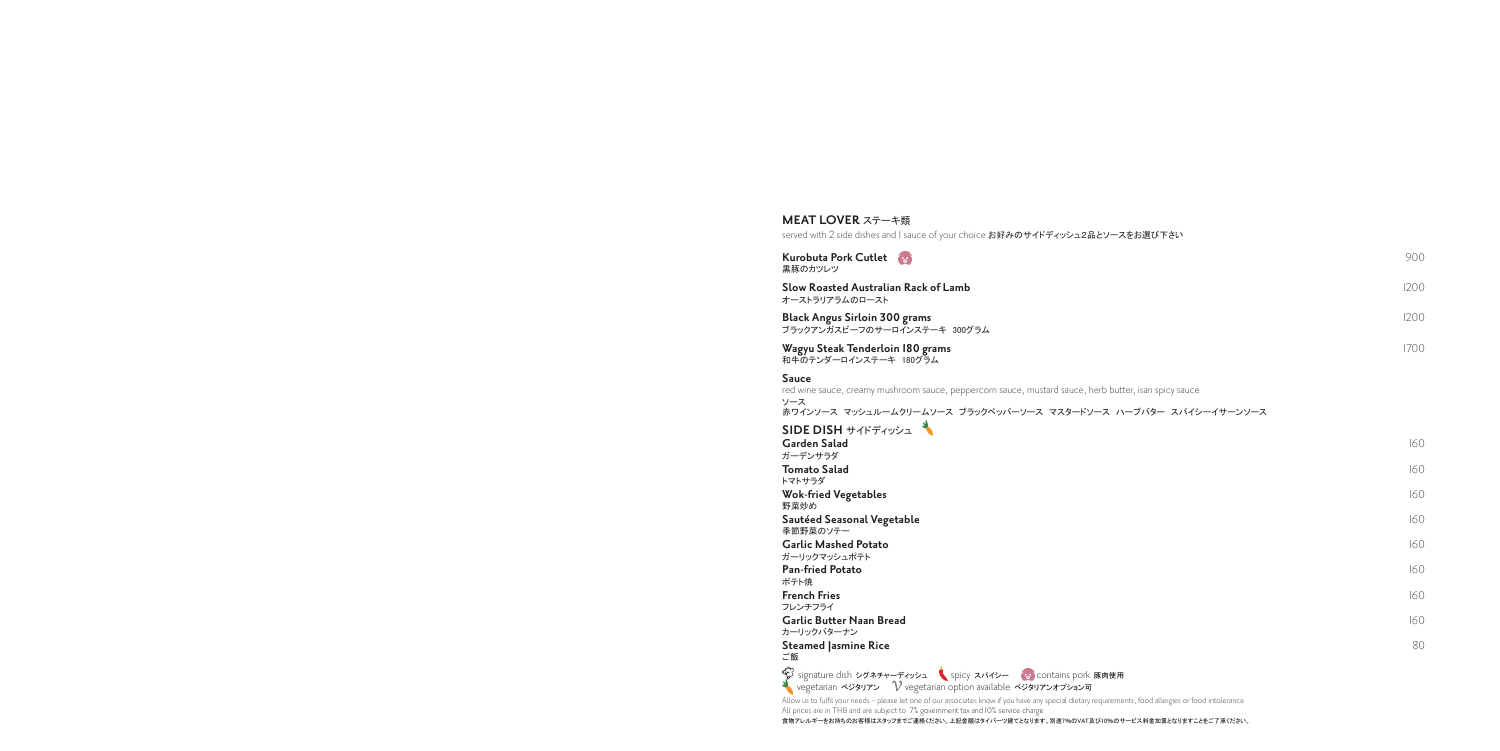## MEAT LOVER ステーキ類

served with 2 side dishes and 1 sauce of your choice お好みのサイドディッシュ2品とソースをお選び下さい

**Kurobuta Pork Cutlet** 
黒豚のカツレツ — 900

**Slow Roasted Australian Rack of Lamb**
オーストラリアラムのロースト — 1200

**Black Angus Sirloin 300 grams**
ブラックアンガスビーフのサーロインステーキ 300グラム — 1200

**Wagyu Steak Tenderloin 180 grams**
和牛のテンダーロインステーキ 180グラム — 1700

**Sauce**
red wine sauce, creamy mushroom sauce, peppercorn sauce, mustard sauce, herb butter, isan spicy sauce
ソース
赤ワインソース マッシュルームクリームソース ブラックペッパーソース マスタードソース ハーブバター スパイシーイサーンソース

## SIDE DISH サイドディッシュ

**Garden Salad**
ガーデンサラダ — 160

**Tomato Salad**
トマトサラダ — 160

**Wok-fried Vegetables**
野菜炒め — 160

**Sautéed Seasonal Vegetable**
季節野菜のソテー — 160

**Garlic Mashed Potato**
ガーリックマッシュポテト — 160

**Pan-fried Potato**
ポテト焼 — 160

**French Fries**
フレンチフライ — 160

**Garlic Butter Naan Bread**
ガーリックバターナン — 160

**Steamed Jasmine Rice**
ご飯 — 80

signature dish シグネチャーディッシュ　spicy スパイシー　contains pork 豚肉使用
vegetarian ベジタリアン　V vegetarian option available ベジタリアンオプション可

Allow us to fulfil your needs – please let one of our associates know if you have any special dietary requirements, food allergies or food intolerance
All prices are in THB and are subject to 7% government tax and 10% service charge
食物アレルギーをお持ちのお客様はスタッフまでご連絡ください。上記金額はタイバーツ建てとなります。別途7%のVAT及び10%のサービス料金加算となりますことをご了承ください。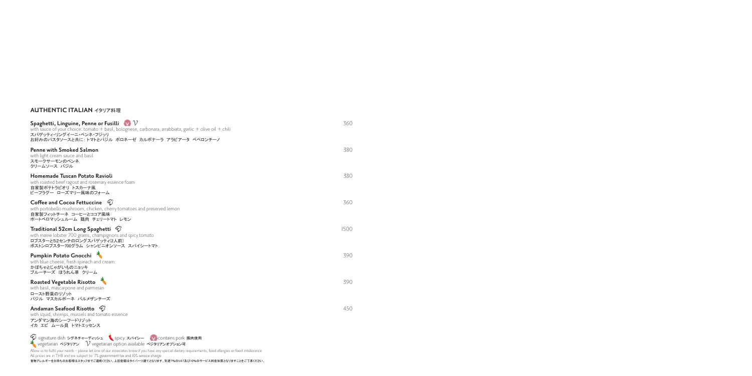## AUTHENTIC ITALIAN イタリア料理

**Spaghetti, Linguine, Penne or Fusilli** 🐷 $\mathcal{V}$ — 360
with sauce of your choice: tomato + basil, bolognese, carbonara, arrabbiata, garlic + olive oil + chili
スパゲッティ・リングイーニ・ペンネ・フジッリ
お好みのパスタソースと共に：トマトとバジル ボロネーゼ カルボナーラ アラビアータ ペペロンチーノ

**Penne with Smoked Salmon** — 380
with light cream sauce and basil
スモークサーモンのペンネ
クリームソース バジル

**Homemade Tuscan Potato Ravioli** — 380
with roasted beef ragout and rosemary essence foam
自家製ポテトラビオリ トスカーナ風
ビーフラグー ローズマリー風味のフォーム

**Coffee and Cocoa Fettuccine** — 360
with portobello mushroom, chicken, cherry tomatoes and preserved lemon
自家製フィットチーネ コーヒーとココア風味
ポートベロマッシュルーム 鶏肉 チェリートマト レモン

**Traditional 52cm Long Spaghetti** — 1500
with maine lobster 700 grams, champignons and spicy tomato
ロブスターと52センチのロングスパゲッティ(2人前)
ボストンロブスター700グラム シャンピニオンソース スパイシートマト

**Pumpkin Potato Gnocchi** — 390
with blue cheese, fresh spinach and cream
かぼちゃとじゃがいものニョッキ
ブルーチーズ ほうれん草 クリーム

**Roasted Vegetable Risotto** — 390
with basil, mascarpone and parmesan
ロースト野菜のリゾット
バジル マスカルポーネ パルメザンチーズ

**Andaman Seafood Risotto** — 450
with squid, shrimps, mussels and tomato essence
アンダマン海のシーフードリゾット
イカ エビ ムール貝 トマトエッセンス

signature dish シグネチャーディッシュ spicy スパイシー contains pork 豚肉使用
vegetarian ベジタリアン $\mathcal{V}$ vegetarian option available ベジタリアンオプション可

Allow us to fulfil your needs – please let one of our associates know if you have any special dietary requirements, food allergies or food intolerance
All prices are in THB and are subject to 7% government tax and 10% service charge
食物アレルギーをお持ちのお客様はスタッフまでご連絡ください。上記金額はタイバーツ建てとなります。別途7%のVAT及び10%のサービス料金加算となりますことをご了承ください。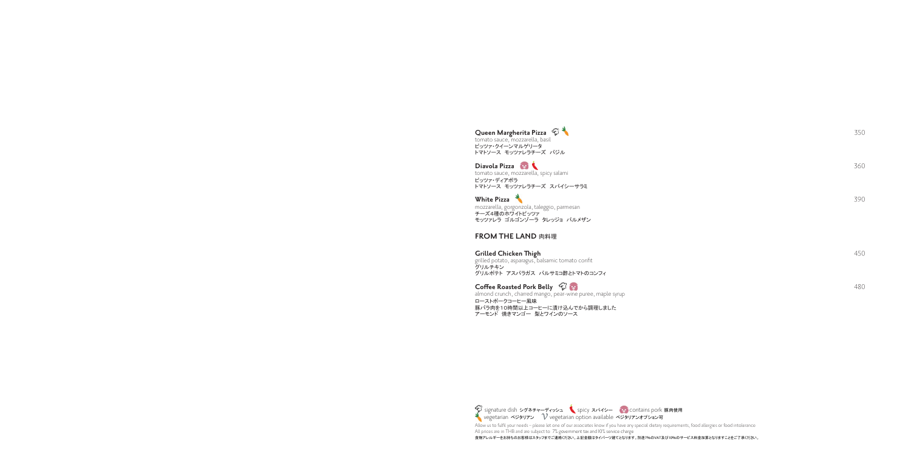**Queen Margherita Pizza** 350
tomato sauce, mozzarella, basil
ピッツァ・クイーンマルゲリータ
トマトソース　モッツァレラチーズ　バジル

**Diavola Pizza** 360
tomato sauce, mozzarella, spicy salami
ピッツァ・ディアボラ
トマトソース　モッツァレラチーズ　スパイシーサラミ

**White Pizza** 390
mozzarella, gorgonzola, taleggio, parmesan
チーズ4種のホワイトピッツァ
モッツァレラ　ゴルゴンゾーラ　タレッジョ　パルメザン

## FROM THE LAND 肉料理

**Grilled Chicken Thigh** 450
grilled potato, asparagus, balsamic tomato confit
グリルチキン
グリルポテト　アスパラガス　バルサミコ酢とトマトのコンフィ

**Coffee Roasted Pork Belly** 480
almond crunch, charred mango, pear-wine puree, maple syrup
ローストポークコーヒー風味
豚バラ肉を10時間以上コーヒーに漬け込んでから調理しました
アーモンド　焼きマンゴー　梨とワインのソース

signature dish シグネチャーディッシュ　spicy スパイシー　contains pork 豚肉使用
vegetarian ベジタリアン　V vegetarian option available ベジタリアンオプション可

Allow us to fulfil your needs – please let one of our associates know if you have any special dietary requirements, food allergies or food intolerance
All prices are in THB and are subject to 7% government tax and 10% service charge
食物アレルギーをお持ちのお客様はスタッフまでご連絡ください。上記金額はタイバーツ建てとなります。別途7%のVAT及び10%のサービス料金加算となりますことをご了承ください。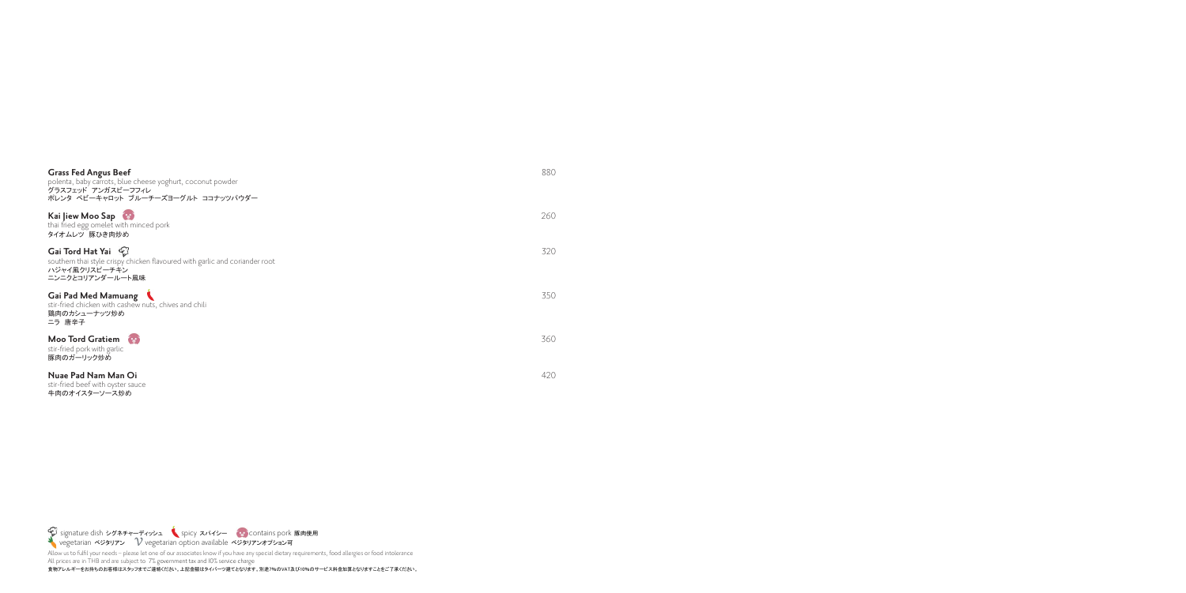**Grass Fed Angus Beef** 880
polenta, baby carrots, blue cheese yoghurt, coconut powder
グラスフェッド アンガスビーフフィレ
ポレンタ ベビーキャロット ブルーチーズヨーグルト ココナッツパウダー

**Kai Jiew Moo Sap** (contains pork) 260
thai fried egg omelet with minced pork
タイオムレツ 豚ひき肉炒め

**Gai Tord Hat Yai** (signature dish) 320
southern thai style crispy chicken flavoured with garlic and coriander root
ハジャイ風クリスピーチキン
ニンニクとコリアンダールート風味

**Gai Pad Med Mamuang** (spicy) 350
stir-fried chicken with cashew nuts, chives and chili
鶏肉のカシューナッツ炒め
ニラ 唐辛子

**Moo Tord Gratiem** (contains pork) 360
stir-fried pork with garlic
豚肉のガーリック炒め

**Nuae Pad Nam Man Oi** 420
stir-fried beef with oyster sauce
牛肉のオイスターソース炒め

signature dish シグネチャーディッシュ spicy スパイシー contains pork 豚肉使用
vegetarian ベジタリアン V vegetarian option available ベジタリアンオプション可

Allow us to fulfil your needs – please let one of our associates know if you have any special dietary requirements, food allergies or food intolerance
All prices are in THB and are subject to 7% government tax and 10% service charge
食物アレルギーをお持ちのお客様はスタッフまでご連絡ください。上記金額はタイバーツ建てとなります。別途7%のVAT及び10%のサービス料金加算となりますことをご了承ください。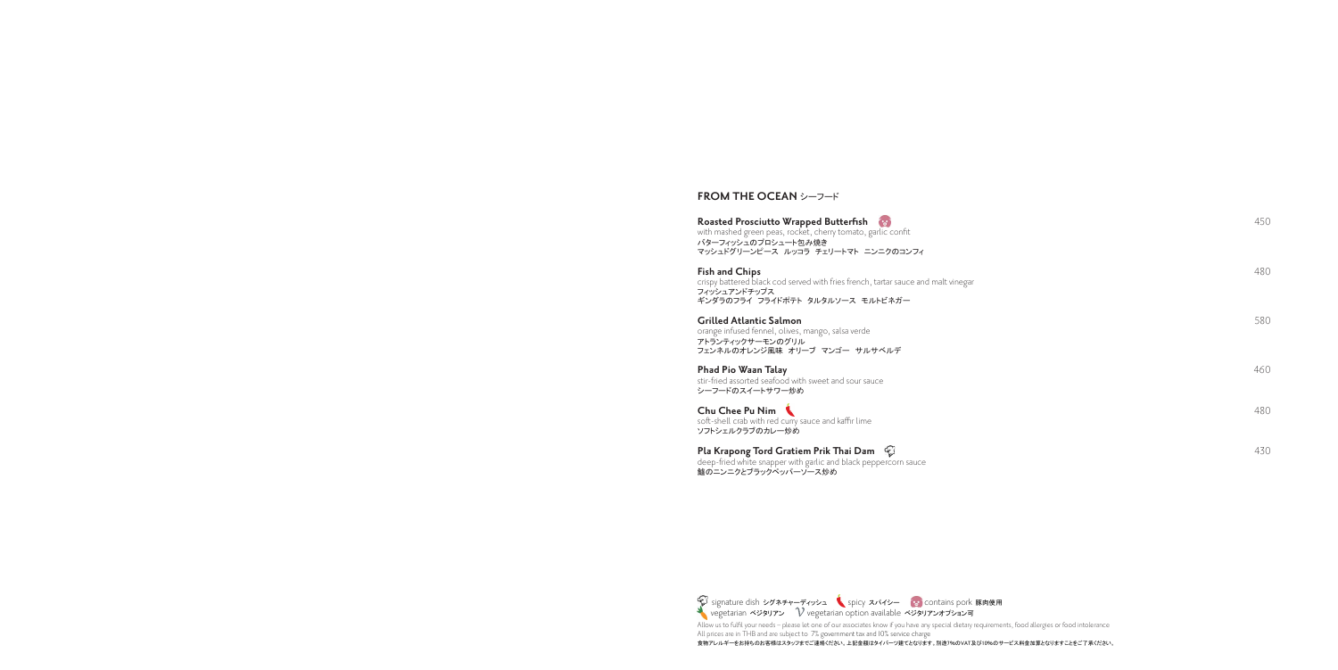## FROM THE OCEAN シーフード

**Roasted Prosciutto Wrapped Butterfish** (contains pork) — 450
with mashed green peas, rocket, cherry tomato, garlic confit
バターフィッシュのプロシュート包み焼き
マッシュドグリーンピース ルッコラ チェリートマト ニンニクのコンフィ

**Fish and Chips** — 480
crispy battered black cod served with fries french, tartar sauce and malt vinegar
フィッシュアンドチップス
ギンダラのフライ フライドポテト タルタルソース モルトビネガー

**Grilled Atlantic Salmon** — 580
orange infused fennel, olives, mango, salsa verde
アトランティックサーモンのグリル
フェンネルのオレンジ風味 オリーブ マンゴー サルサベルデ

**Phad Pio Waan Talay** — 460
stir-fried assorted seafood with sweet and sour sauce
シーフードのスイートサワー炒め

**Chu Chee Pu Nim** (spicy) — 480
soft-shell crab with red curry sauce and kaffir lime
ソフトシェルクラブのカレー炒め

**Pla Krapong Tord Gratiem Prik Thai Dam** (signature dish) — 430
deep-fried white snapper with garlic and black peppercorn sauce
鯛のニンニクとブラックペッパーソース炒め

signature dish シグネチャーディッシュ  spicy スパイシー  contains pork 豚肉使用
vegetarian ベジタリアン  V vegetarian option available ベジタリアンオプション可

Allow us to fulfil your needs – please let one of our associates know if you have any special dietary requirements, food allergies or food intolerance
All prices are in THB and are subject to 7% government tax and 10% service charge
食物アレルギーをお持ちのお客様はスタッフまでご連絡ください。上記金額はタイバーツ建てとなります。別途7%のVAT及び10%のサービス料金加算となりますことをご了承ください。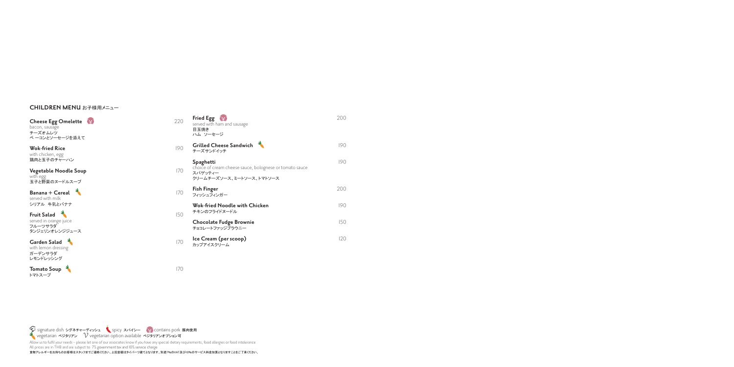## CHILDREN MENU お子様用メニュー

**Cheese Egg Omelette** (contains pork) — 220
bacon, sausage
チーズオムレツ
ベーコンとソーセージを添えて

**Wok-fried Rice** — 190
with chicken, egg
鶏肉と玉子のチャーハン

**Vegetable Noodle Soup** — 170
with egg
玉子と野菜のヌードルスープ

**Banana + Cereal** (vegetarian) — 170
served with milk
シリアル 牛乳とバナナ

**Fruit Salad** (vegetarian) — 150
served in orange juice
フルーツサラダ
タンジェリンオレンジジュース

**Garden Salad** (vegetarian) — 170
with lemon dressing
ガーデンサラダ
レモンドレッシング

**Tomato Soup** (vegetarian) — 170
トマトスープ

**Fried Egg** (contains pork) — 200
served with ham and sausage
目玉焼き
ハム ソーセージ

**Grilled Cheese Sandwich** (vegetarian) — 190
チーズサンドイッチ

**Spaghetti** — 190
choice of cream cheese sauce, bolognese or tomato sauce
スパゲッティー
クリームチーズソース、ミートソース、トマトソース

**Fish Finger** — 200
フィッシュフィンガー

**Wok-fried Noodle with Chicken** — 190
チキンのフライドヌードル

**Chocolate Fudge Brownie** — 150
チョコレートファッジブラウニー

**Ice Cream (per scoop)** — 120
カップアイスクリーム

signature dish シグネチャーディッシュ | spicy スパイシー | contains pork 豚肉使用
vegetarian ベジタリアン | V vegetarian option available ベジタリアンオプション可

Allow us to fulfil your needs – please let one of our associates know if you have any special dietary requirements, food allergies or food intolerance
All prices are in THB and are subject to 7% government tax and 10% service charge
食物アレルギーをお持ちのお客様はスタッフまでご連絡ください。上記金額はタイバーツ建てとなります。別途7%のVAT及び10%のサービス料金加算となりますことをご了承ください。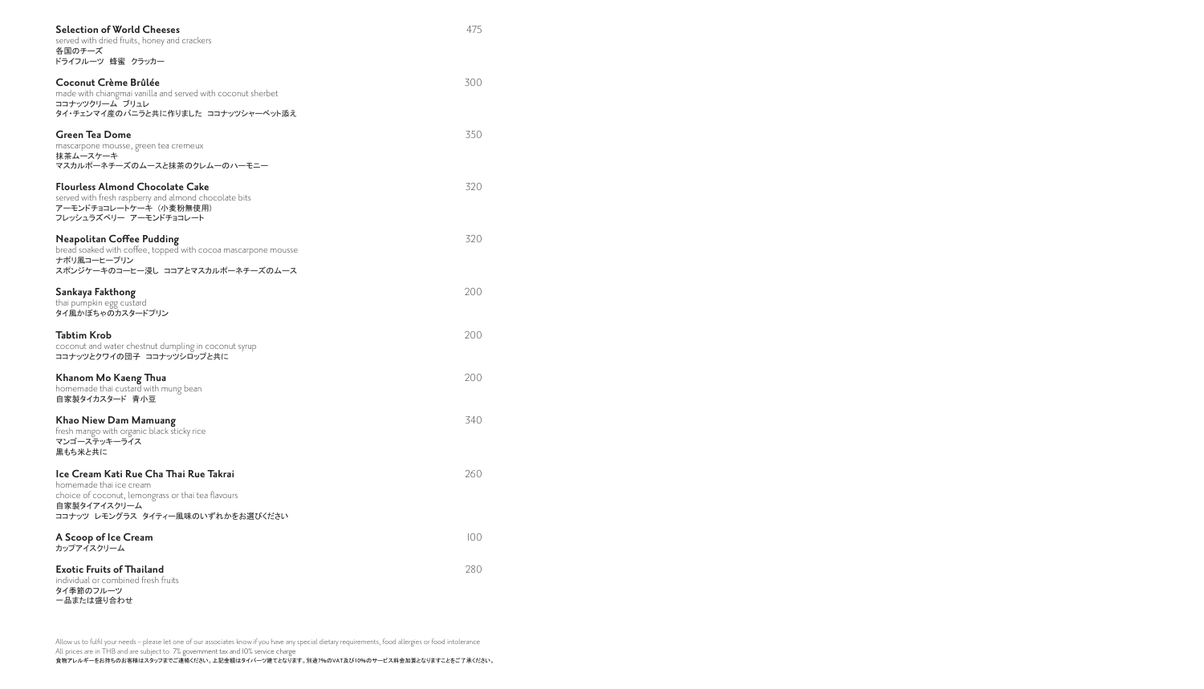**Selection of World Cheeses** 475
served with dried fruits, honey and crackers
各国のチーズ
ドライフルーツ　蜂蜜　クラッカー

**Coconut Crème Brûlée** 300
made with chiangmai vanilla and served with coconut sherbet
ココナッツクリーム　ブリュレ
タイ・チェンマイ産のバニラと共に作りました　ココナッツシャーベット添え

**Green Tea Dome** 350
mascarpone mousse, green tea cremeux
抹茶ムースケーキ
マスカルポーネチーズのムースと抹茶のクレムーのハーモニー

**Flourless Almond Chocolate Cake** 320
served with fresh raspberry and almond chocolate bits
アーモンドチョコレートケーキ（小麦粉無使用）
フレッシュラズベリー　アーモンドチョコレート

**Neapolitan Coffee Pudding** 320
bread soaked with coffee, topped with cocoa mascarpone mousse
ナポリ風コーヒープリン
スポンジケーキのコーヒー浸し　ココアとマスカルポーネチーズのムース

**Sankaya Fakthong** 200
thai pumpkin egg custard
タイ風かぼちゃのカスタードプリン

**Tabtim Krob** 200
coconut and water chestnut dumpling in coconut syrup
ココナッツとクワイの団子　ココナッツシロップと共に

**Khanom Mo Kaeng Thua** 200
homemade thai custard with mung bean
自家製タイカスタード　青小豆

**Khao Niew Dam Mamuang** 340
fresh mango with organic black sticky rice
マンゴーステッキーライス
黒もち米と共に

**Ice Cream Kati Rue Cha Thai Rue Takrai** 260
homemade thai ice cream
choice of coconut, lemongrass or thai tea flavours
自家製タイアイスクリーム
ココナッツ　レモングラス　タイティー風味のいずれかをお選びください

**A Scoop of Ice Cream** 100
カップアイスクリーム

**Exotic Fruits of Thailand** 280
individual or combined fresh fruits
タイ季節のフルーツ
一品または盛り合わせ

Allow us to fulfil your needs – please let one of our associates know if you have any special dietary requirements, food allergies or food intolerance
All prices are in THB and are subject to 7% government tax and 10% service charge
食物アレルギーをお持ちのお客様はスタッフまでご連絡ください。上記金額はタイバーツ建てとなります。別途7%のVAT及び10%のサービス料金加算となりますことをご了承ください。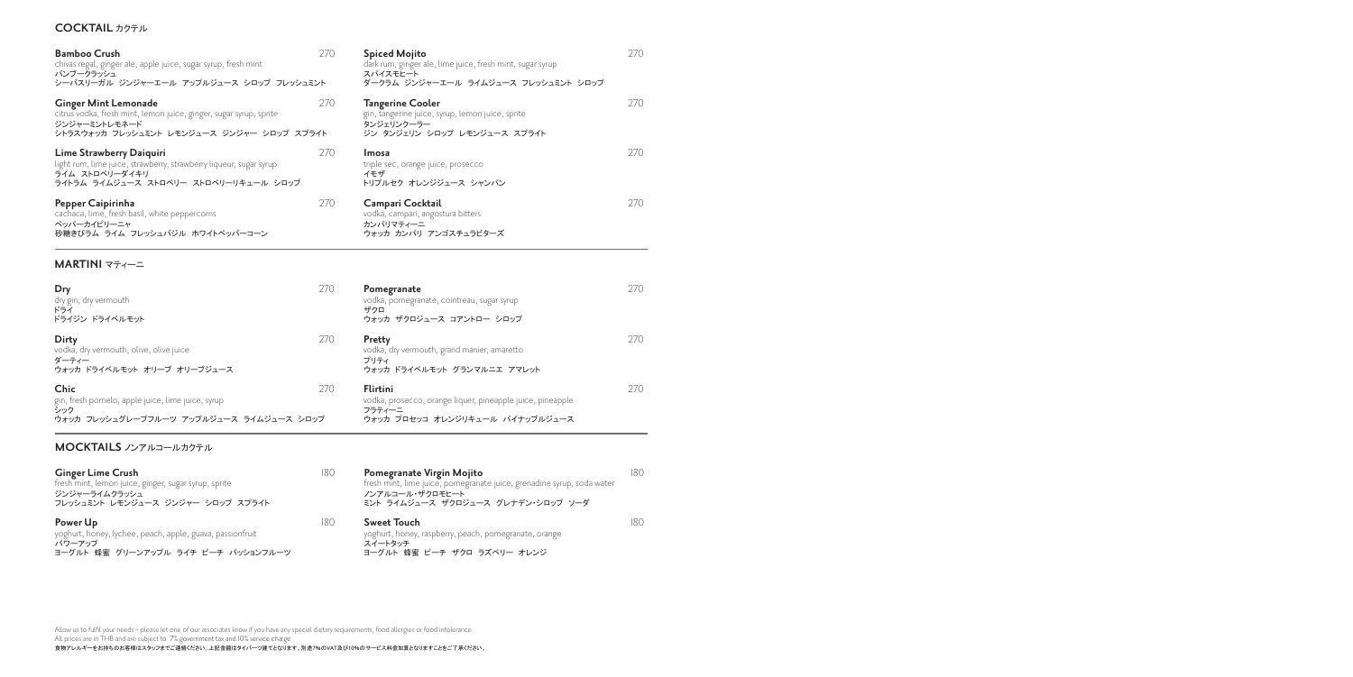## COCKTAIL カクテル

**Bamboo Crush** 270
chivas regal, ginger ale, apple juice, sugar syrup, fresh mint
バンブークラッシュ
シーバスリーガル ジンジャーエール アップルジュース シロップ フレッシュミント

**Ginger Mint Lemonade** 270
citrus vodka, fresh mint, lemon juice, ginger, sugar syrup, sprite
ジンジャーミントレモネード
シトラスウォッカ フレッシュミント レモンジュース ジンジャー シロップ スプライト

**Lime Strawberry Daiquiri** 270
light rum, lime juice, strawberry, strawberry liqueur, sugar syrup
ライム ストロベリーダイキリ
ライトラム ライムジュース ストロベリー ストロベリーリキュール シロップ

**Pepper Caipirinha** 270
cachaca, lime, fresh basil, white peppercorns
ペッパーカイピリーニャ
砂糖きびラム ライム フレッシュバジル ホワイトペッパーコーン

**Spiced Mojito** 270
dark rum, ginger ale, lime juice, fresh mint, sugar syrup
スパイスモヒート
ダークラム ジンジャーエール ライムジュース フレッシュミント シロップ

**Tangerine Cooler** 270
gin, tangerine juice, syrup, lemon juice, sprite
タンジェリンクーラー
ジン タンジェリン シロップ レモンジュース スプライト

**Imosa** 270
triple sec, orange juice, prosecco
イモザ
トリプルセク オレンジジュース シャンパン

**Campari Cocktail** 270
vodka, campari, angostura bitters
カンパリマティーニ
ウォッカ カンパリ アンゴスチュラビターズ

## MARTINI マティーニ

**Dry** 270
dry gin, dry vermouth
ドライ
ドライジン ドライベルモット

**Dirty** 270
vodka, dry vermouth, olive, olive juice
ダーティー
ウォッカ ドライベルモット オリーブ オリーブジュース

**Chic** 270
gin, fresh pomelo, apple juice, lime juice, syrup
シック
ウォッカ フレッシュグレープフルーツ アップルジュース ライムジュース シロップ

**Pomegranate** 270
vodka, pomegranate, cointreau, sugar syrup
ザクロ
ウォッカ ザクロジュース コアントロー シロップ

**Pretty** 270
vodka, dry vermouth, grand manier, amaretto
プリティ
ウォッカ ドライベルモット グランマルニエ アマレット

**Flirtini** 270
vodka, prosecco, orange liquer, pineapple juice, pineapple
フラティーニ
ウォッカ プロセッコ オレンジリキュール パイナップルジュース

## MOCKTAILS ノンアルコールカクテル

**Ginger Lime Crush** 180
fresh mint, lemon juice, ginger, sugar syrup, sprite
ジンジャーライムクラッシュ
フレッシュミント レモンジュース ジンジャー シロップ スプライト

**Power Up** 180
yoghurt, honey, lychee, peach, apple, guava, passionfruit
パワーアップ
ヨーグルト 蜂蜜 グリーンアップル ライチ ピーチ パッションフルーツ

**Pomegranate Virgin Mojito** 180
fresh mint, lime juice, pomegranate juice, grenadine syrup, soda water
ノンアルコール・ザクロモヒート
ミント ライムジュース ザクロジュース グレナデン・シロップ ソーダ

**Sweet Touch** 180
yoghurt, honey, raspberry, peach, pomegranate, orange
スイートタッチ
ヨーグルト 蜂蜜 ピーチ ザクロ ラズベリー オレンジ

Allow us to fulfil your needs – please let one of our associates know if you have any special dietary requirements, food allergies or food intolerance
All prices are in THB and are subject to 7% government tax and 10% service charge
食物アレルギーをお持ちのお客様はスタッフまでご連絡ください。上記金額はタイバーツ建てとなります。別途7%のVAT及び10%のサービス料金加算となりますことをご了承ください。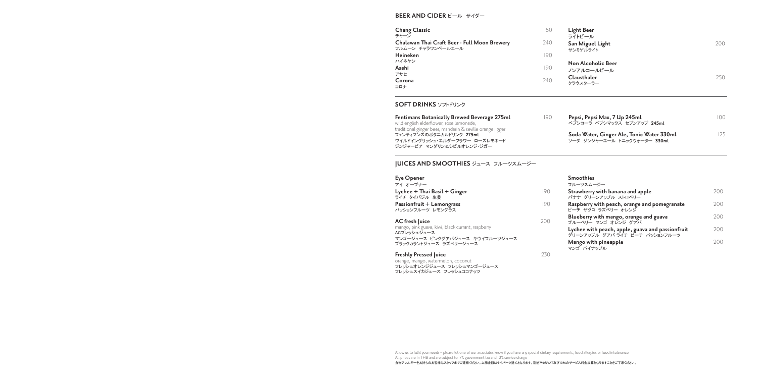## BEER AND CIDER ビール サイダー

**Chang Classic** 150
チャーン

**Chalawan Thai Craft Beer - Full Moon Brewery** 240
フルムーン チャラワンペールエール

**Heineken** 190
ハイネケン

**Asahi** 190
アサヒ

**Corona** 240
コロナ

**Light Beer**
ライトビール

**San Miguel Light** 200
サンミゲルライト

**Non Alcoholic Beer**
ノンアルコールビール

**Clausthaler** 250
クラウスターラー

## SOFT DRINKS ソフトドリンク

**Fentimans Botanically Brewed Beverage 275ml** 190
wild english elderflower, rose lemonade,
traditional ginger beer, mandarin & seville orange jigger
フェンティマンスのボタニカルドリンク 275ml
ワイルドイングリッシュ・エルダーフラワー ローズレモネード
ジンジャービア マンダリン＆シビルオレンジ・ジガー

**Pepsi, Pepsi Max, 7 Up 245ml** 100
ペプシコーラ ペプシマックス セブンアップ 245ml

**Soda Water, Ginger Ale, Tonic Water 330ml** 125
ソーダ ジンジャーエール トニックウォーター 330ml

## JUICES AND SMOOTHIES ジュース フルーツスムージー

**Eye Opener**
アイ オープナー

**Lychee + Thai Basil + Ginger** 190
ライチ タイバジル 生姜

**Passionfruit + Lemongrass** 190
パッションフルーツ レモングラス

**AC fresh Juice** 200
mango, pink guava, kiwi, black currant, raspberry
ACフレッシュジュース
マンゴージュース ピンクグアバジュース キウイフルーツジュース
ブラックカラントジュース ラズベリージュース

**Freshly Pressed Juice** 230
orange, mango, watermelon, coconut
フレッシュオレンジジュース フレッシュマンゴージュース
フレッシュスイカジュース フレッシュココナッツ

**Smoothies**
フルーツスムージー

**Strawberry with banana and apple** 200
バナナ グリーンアップル ストロベリー

**Raspberry with peach, orange and pomegranate** 200
ピーチ ザクロ ラズベリー オレンジ

**Blueberry with mango, orange and guava** 200
ブルーベリー マンゴ オレンジ グアバ

**Lychee with peach, apple, guava and passionfruit** 200
グリーンアップル グアバ ライチ ピーチ パッションフルーツ

**Mango with pineapple** 200
マンゴ パイナップル

Allow us to fulfil your needs – please let one of our associates know if you have any special dietary requirements, food allergies or food intolerance
All prices are in THB and are subject to 7% government tax and 10% service charge
食物アレルギーをお持ちのお客様はスタッフまでご連絡ください。上記金額はタイバーツ建てとなります。別途7%のVAT及び10%のサービス料金加算となりますことをご了承ください。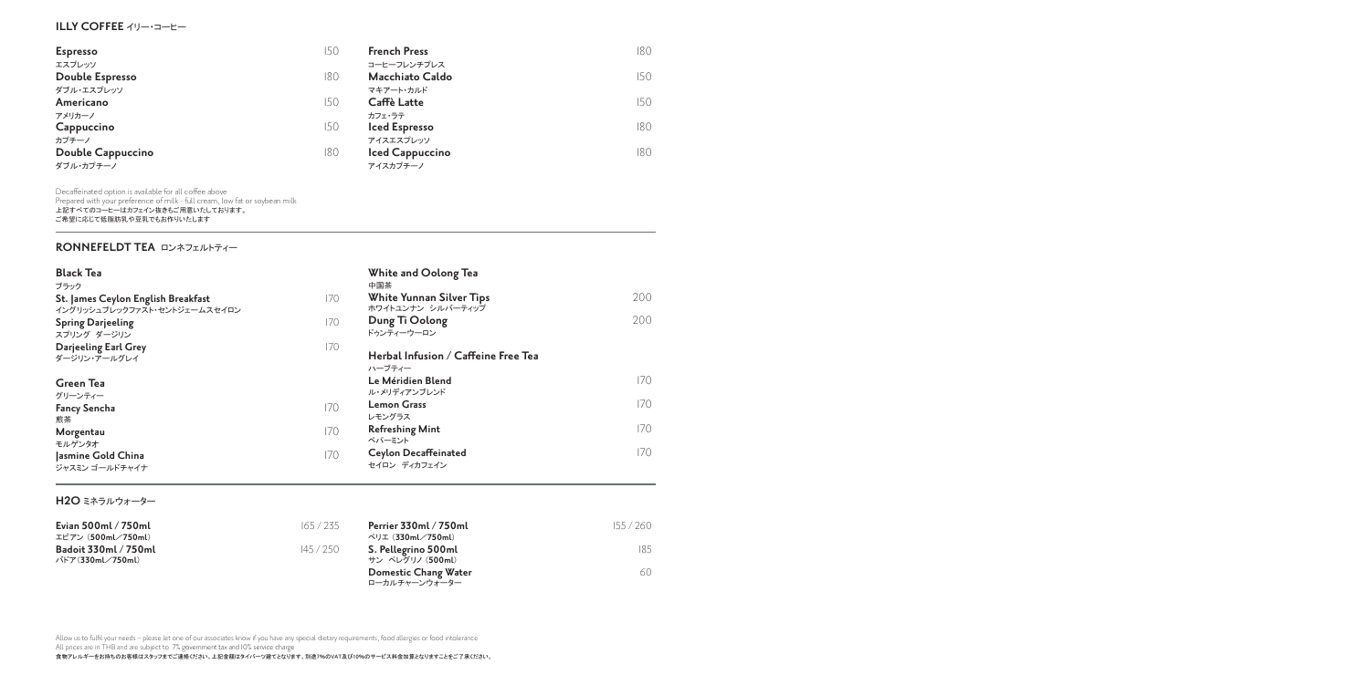## ILLY COFFEE イリー・コーヒー

**Espresso** 150
エスプレッソ

**Double Espresso** 180
ダブル・エスプレッソ

**Americano** 150
アメリカーノ

**Cappuccino** 150
カプチーノ

**Double Cappuccino** 180
ダブル・カプチーノ

**French Press** 180
コーヒーフレンチプレス

**Macchiato Caldo** 150
マキアート・カルド

**Caffè Latte** 150
カフェ・ラテ

**Iced Espresso** 180
アイスエスプレッソ

**Iced Cappuccino** 180
アイスカプチーノ

Decaffeinated option is available for all coffee above
Prepared with your preference of milk - full cream, low fat or soybean milk
上記すべてのコーヒーはカフェイン抜きもご用意いたしております。
ご希望に応じて低脂肪乳や豆乳でもお作りいたします

## RONNEFELDT TEA ロンネフェルトティー

### Black Tea
ブラック

**St. James Ceylon English Breakfast** 170
イングリッシュブレックファスト・セントジェームスセイロン

**Spring Darjeeling** 170
スプリング ダージリン

**Darjeeling Earl Grey** 170
ダージリン・アールグレイ

### Green Tea
グリーンティー

**Fancy Sencha** 170
煎茶

**Morgentau** 170
モルゲンタオ

**Jasmine Gold China** 170
ジャスミン ゴールドチャイナ

### White and Oolong Tea
中国茶

**White Yunnan Silver Tips** 200
ホワイトユンナン シルバーティップ

**Dung Ti Oolong** 200
ドゥンティーウーロン

### Herbal Infusion / Caffeine Free Tea
ハーブティー

**Le Méridien Blend** 170
ル・メリディアンブレンド

**Lemon Grass** 170
レモングラス

**Refreshing Mint** 170
ペパーミント

**Ceylon Decaffeinated** 170
セイロン ディカフェイン

## H2O ミネラルウォーター

**Evian 500ml / 750ml** 165 / 235
エビアン（500ml／750ml）

**Badoit 330ml / 750ml** 145 / 250
バドア（330ml／750ml）

**Perrier 330ml / 750ml** 155 / 260
ペリエ（330ml／750ml）

**S. Pellegrino 500ml** 185
サン ペレグリノ（500ml）

**Domestic Chang Water** 60
ローカルチャーンウォーター

Allow us to fulfil your needs – please let one of our associates know if you have any special dietary requirements, food allergies or food intolerance
All prices are in THB and are subject to 7% government tax and 10% service charge
食物アレルギーをお持ちのお客様はスタッフまでご連絡ください。上記金額はタイバーツ建てとなります。別途7%のVAT及び10%のサービス料金加算となりますことをご了承ください。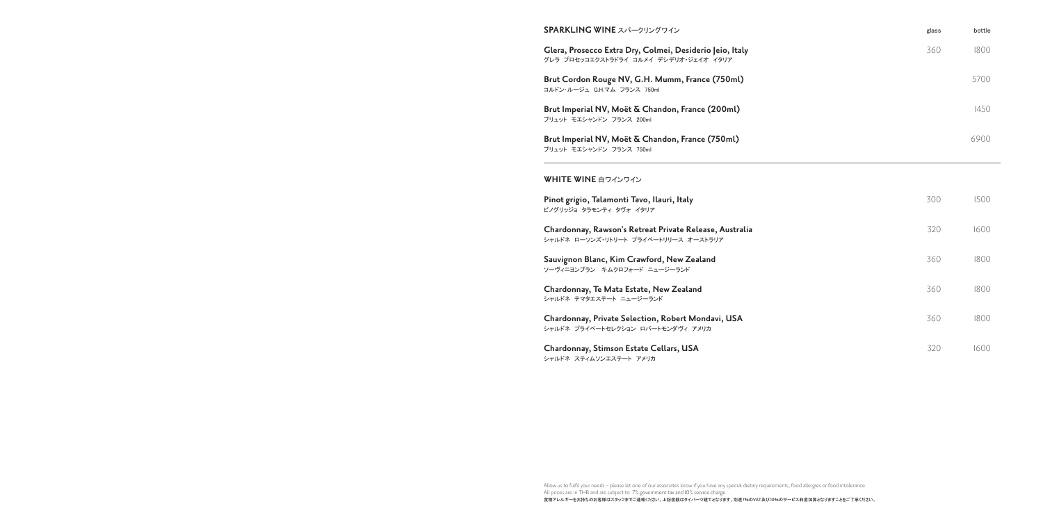## SPARKLING WINE スパークリングワイン

| | glass | bottle |
| --- | --- | --- |
| **Glera, Prosecco Extra Dry, Colmei, Desiderio Jeio, Italy**<br>グレラ プロセッコエクストラドライ コルメイ デシデリオ・ジェイオ イタリア | 360 | 1800 |
| **Brut Cordon Rouge NV, G.H. Mumm, France (750ml)**<br>コルドン・ルージュ G.H.マム フランス 750ml | | 5700 |
| **Brut Imperial NV, Moët & Chandon, France (200ml)**<br>ブリュット モエシャンドン フランス 200ml | | 1450 |
| **Brut Imperial NV, Moët & Chandon, France (750ml)**<br>ブリュット モエシャンドン フランス 750ml | | 6900 |

## WHITE WINE 白ワインワイン

| | glass | bottle |
| --- | --- | --- |
| **Pinot grigio, Talamonti Tavo, Ilauri, Italy**<br>ピノグリッジョ タラモンティ タヴォ イタリア | 300 | 1500 |
| **Chardonnay, Rawson's Retreat Private Release, Australia**<br>シャルドネ ローソンズ・リトリート プライベートリリース オーストラリア | 320 | 1600 |
| **Sauvignon Blanc, Kim Crawford, New Zealand**<br>ソーヴィニヨンブラン キムクロフォード ニュージーランド | 360 | 1800 |
| **Chardonnay, Te Mata Estate, New Zealand**<br>シャルドネ テマタエステート ニュージーランド | 360 | 1800 |
| **Chardonnay, Private Selection, Robert Mondavi, USA**<br>シャルドネ プライベートセレクション ロバートモンダヴィ アメリカ | 360 | 1800 |
| **Chardonnay, Stimson Estate Cellars, USA**<br>シャルドネ スティムソンエステート アメリカ | 320 | 1600 |

Allow us to fulfil your needs – please let one of our associates know if you have any special dietary requirements, food allergies or food intolerance
All prices are in THB and are subject to 7% government tax and 10% service charge
食物アレルギーをお持ちのお客様はスタッフまでご連絡ください。上記金額はタイバーツ建てとなります。別途7%のVAT及び10%のサービス料金加算となりますことをご了承ください。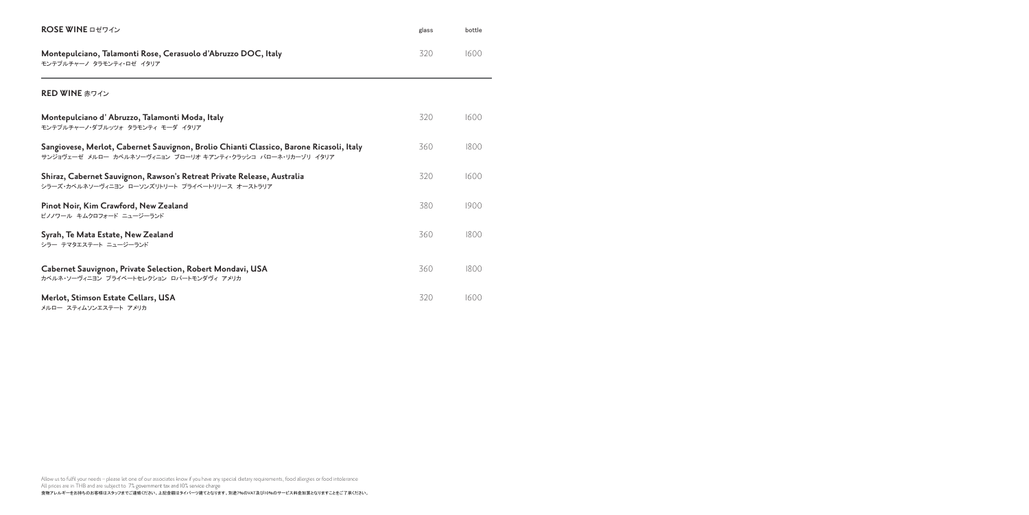| ROSE WINE ロゼワイン | glass | bottle |
| --- | --- | --- |
| **Montepulciano, Talamonti Rose, Cerasuolo d'Abruzzo DOC, Italy**<br>モンテプルチャーノ タラモンティ・ロゼ イタリア | 320 | 1600 |

| RED WINE 赤ワイン | glass | bottle |
| --- | --- | --- |
| **Montepulciano d' Abruzzo, Talamonti Moda, Italy**<br>モンテプルチャーノ・ダブルッツォ タラモンティ モーダ イタリア | 320 | 1600 |
| **Sangiovese, Merlot, Cabernet Sauvignon, Brolio Chianti Classico, Barone Ricasoli, Italy**<br>サンジョヴェーゼ メルロー カベルネソーヴィニヨン ブローリオ キアンティ・クラッシコ バローネ・リカーゾリ イタリア | 360 | 1800 |
| **Shiraz, Cabernet Sauvignon, Rawson's Retreat Private Release, Australia**<br>シラーズ・カベルネソーヴィニヨン ローソンズリトリート プライベートリリース オーストラリア | 320 | 1600 |
| **Pinot Noir, Kim Crawford, New Zealand**<br>ピノノワール キムクロフォード ニュージーランド | 380 | 1900 |
| **Syrah, Te Mata Estate, New Zealand**<br>シラー テマタエステート ニュージーランド | 360 | 1800 |
| **Cabernet Sauvignon, Private Selection, Robert Mondavi, USA**<br>カベルネ・ソーヴィニヨン プライベートセレクション ロバートモンダヴィ アメリカ | 360 | 1800 |
| **Merlot, Stimson Estate Cellars, USA**<br>メルロー スティムソンエステート アメリカ | 320 | 1600 |

Allow us to fulfil your needs – please let one of our associates know if you have any special dietary requirements, food allergies or food intolerance
All prices are in THB and are subject to 7% government tax and 10% service charge
食物アレルギーをお持ちのお客様はスタッフまでご連絡ください。上記金額はタイバーツ建てとなります。別途7%のVAT及び10%のサービス料金加算となりますことをご了承ください。